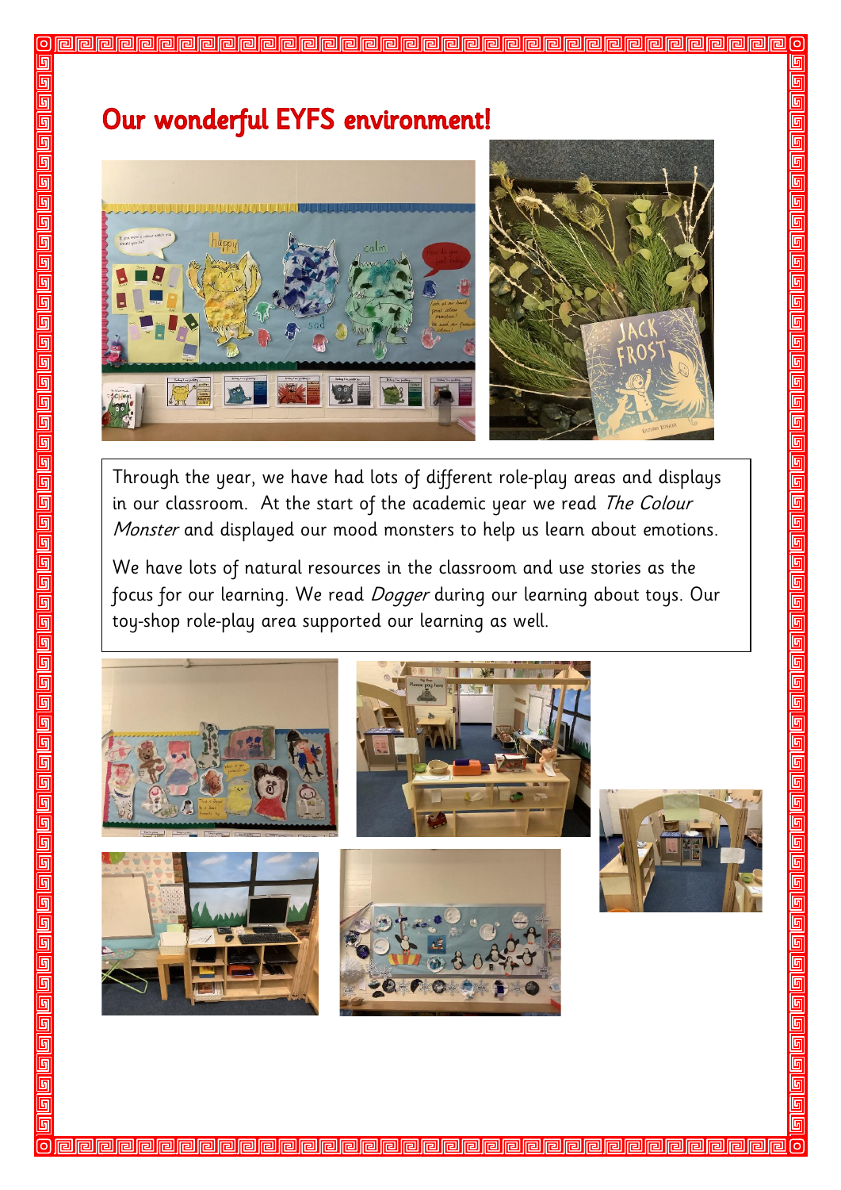# Our wonderful EYFS environment!

Through the year, we have had lots of different role-play areas and displays in our classroom. At the start of the academic year we read *The Colour Monster* and displayed our mood monsters to help us learn about emotions.

We have lots of natural resources in the classroom and use stories as the focus for our learning. We read *Dogger* during our learning about toys. Our toy-shop role-play area supported our learning as well.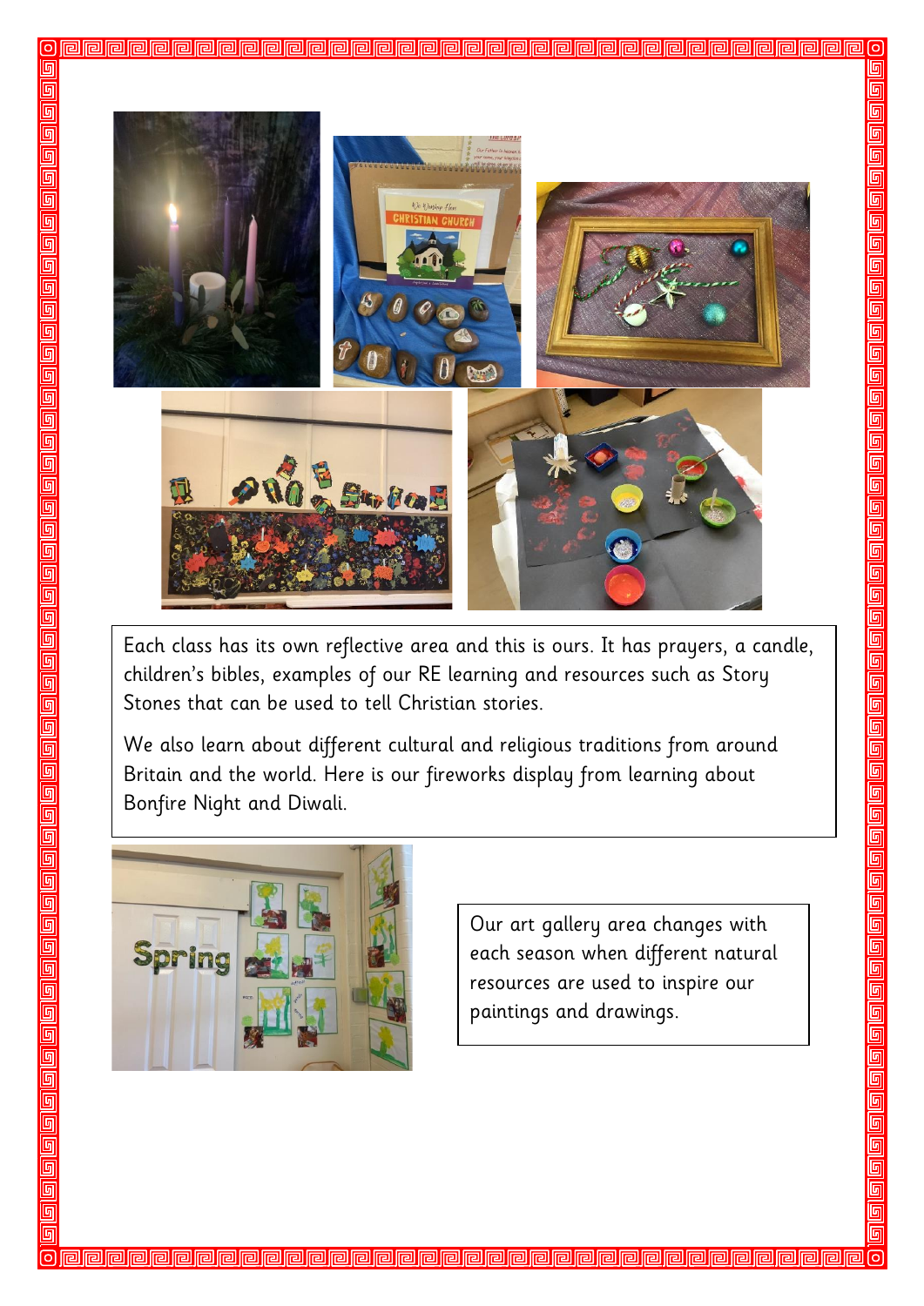Each class has its own reflective area and this is ours. It has prayers, a candle, children's bibles, examples of our RE learning and resources such as Story Stones that can be used to tell Christian stories.

We also learn about different cultural and religious traditions from around Britain and the world. Here is our fireworks display from learning about Bonfire Night and Diwali.

Our art gallery area changes with each season when different natural resources are used to inspire our paintings and drawings.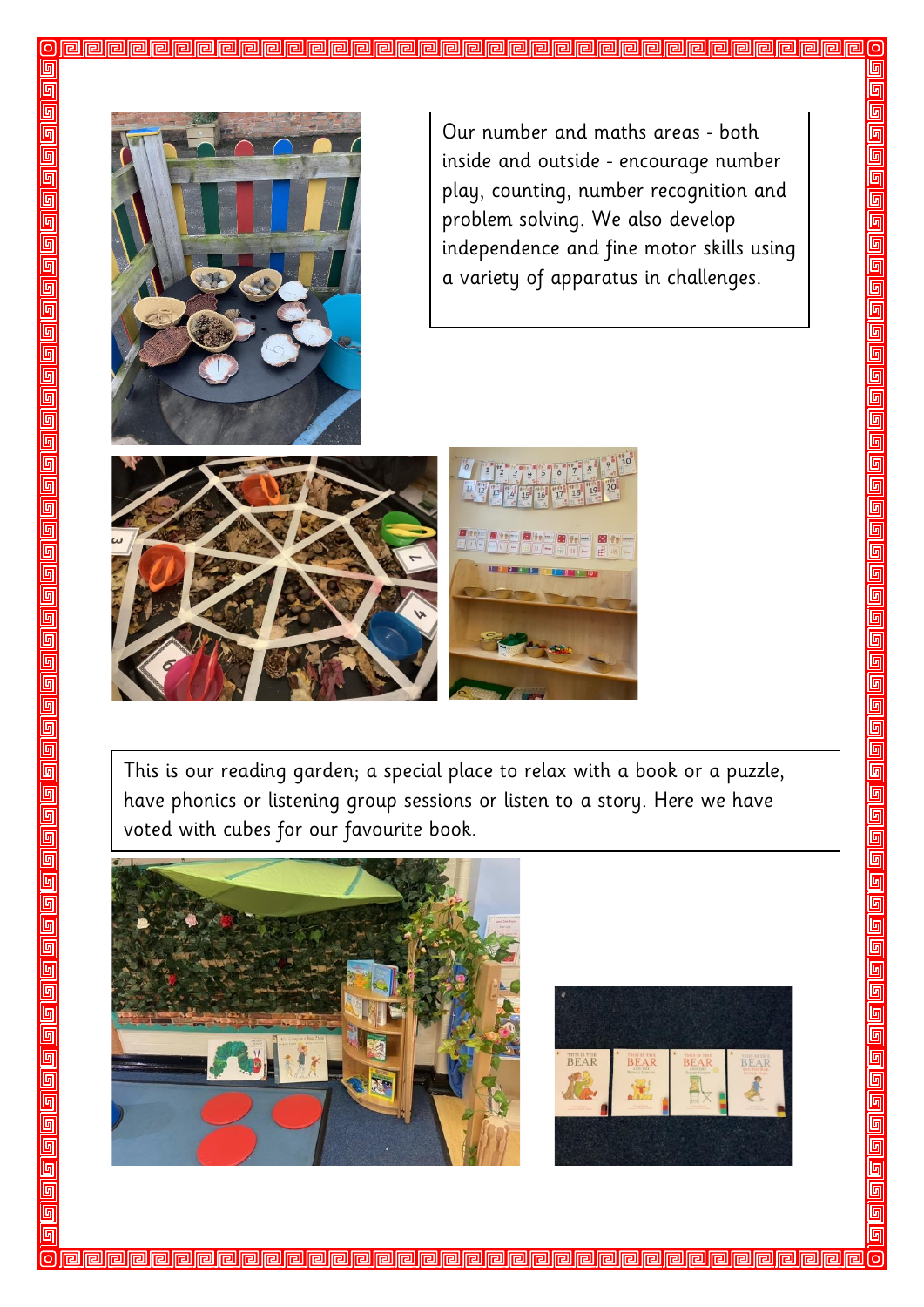Our number and maths areas - both inside and outside - encourage number play, counting, number recognition and problem solving. We also develop independence and fine motor skills using a variety of apparatus in challenges.

This is our reading garden; a special place to relax with a book or a puzzle, have phonics or listening group sessions or listen to a story. Here we have voted with cubes for our favourite book.